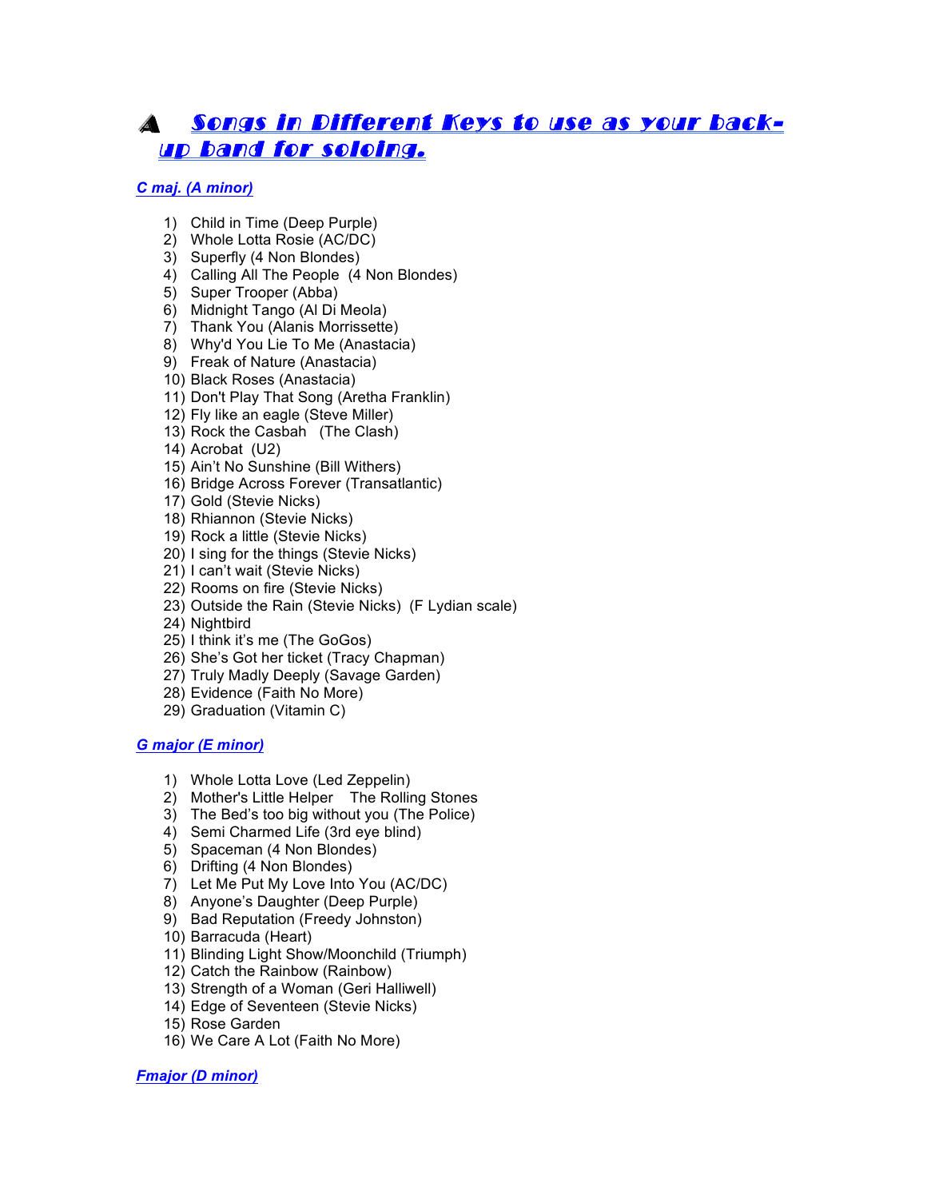# Songs in Different Keys to use as your back-up band for soloing.

### C maj. (A minor)

1) Child in Time (Deep Purple)
2) Whole Lotta Rosie (AC/DC)
3) Superfly (4 Non Blondes)
4) Calling All The People  (4 Non Blondes)
5) Super Trooper (Abba)
6) Midnight Tango (Al Di Meola)
7) Thank You (Alanis Morrissette)
8) Why'd You Lie To Me (Anastacia)
9) Freak of Nature (Anastacia)
10) Black Roses (Anastacia)
11) Don't Play That Song (Aretha Franklin)
12) Fly like an eagle (Steve Miller)
13) Rock the Casbah   (The Clash)
14) Acrobat  (U2)
15) Ain't No Sunshine (Bill Withers)
16) Bridge Across Forever (Transatlantic)
17) Gold (Stevie Nicks)
18) Rhiannon (Stevie Nicks)
19) Rock a little (Stevie Nicks)
20) I sing for the things (Stevie Nicks)
21) I can't wait (Stevie Nicks)
22) Rooms on fire (Stevie Nicks)
23) Outside the Rain (Stevie Nicks)  (F Lydian scale)
24) Nightbird
25) I think it's me (The GoGos)
26) She's Got her ticket (Tracy Chapman)
27) Truly Madly Deeply (Savage Garden)
28) Evidence (Faith No More)
29) Graduation (Vitamin C)

### G major (E minor)

1) Whole Lotta Love (Led Zeppelin)
2) Mother's Little Helper    The Rolling Stones
3) The Bed's too big without you (The Police)
4) Semi Charmed Life (3rd eye blind)
5) Spaceman (4 Non Blondes)
6) Drifting (4 Non Blondes)
7) Let Me Put My Love Into You (AC/DC)
8) Anyone's Daughter (Deep Purple)
9) Bad Reputation (Freedy Johnston)
10) Barracuda (Heart)
11) Blinding Light Show/Moonchild (Triumph)
12) Catch the Rainbow (Rainbow)
13) Strength of a Woman (Geri Halliwell)
14) Edge of Seventeen (Stevie Nicks)
15) Rose Garden
16) We Care A Lot (Faith No More)

### Fmajor (D minor)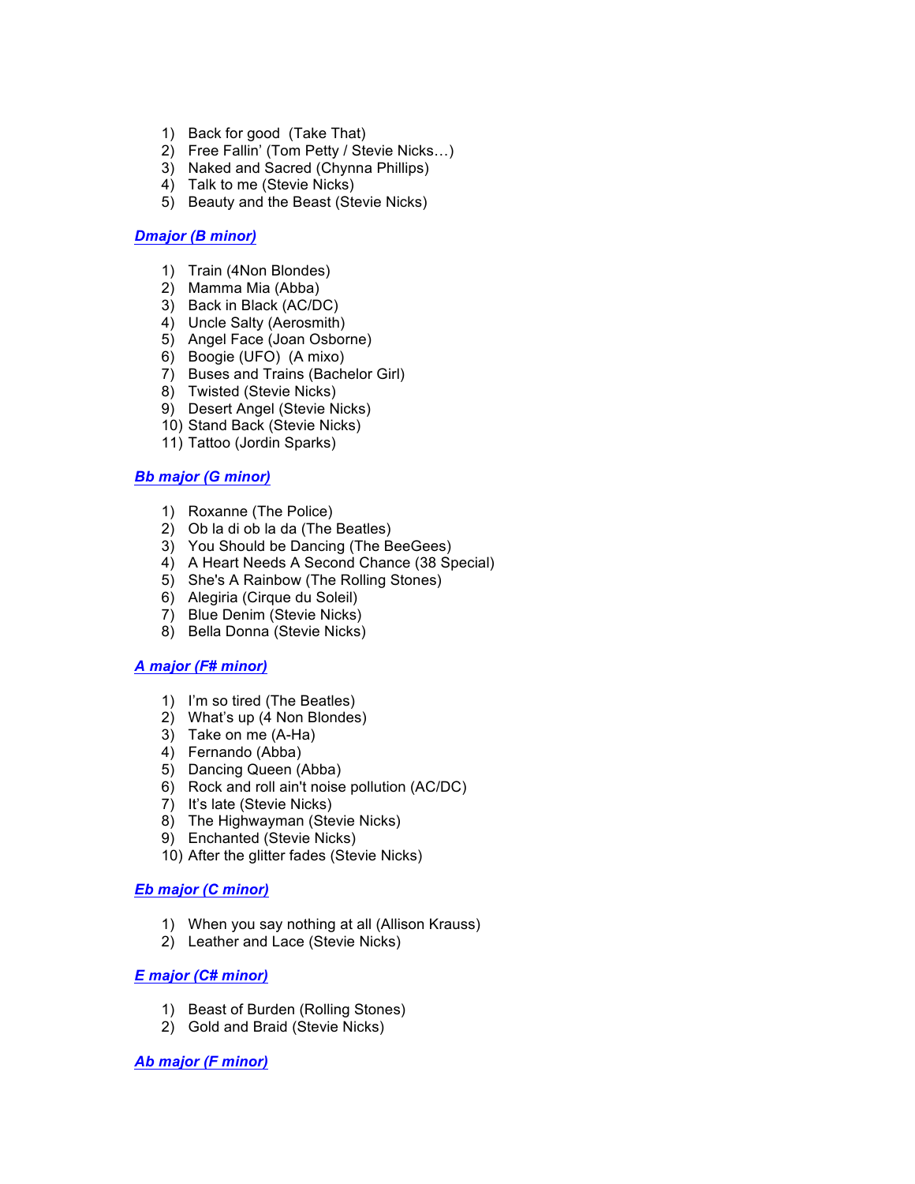1) Back for good  (Take That)
2) Free Fallin' (Tom Petty / Stevie Nicks…)
3) Naked and Sacred (Chynna Phillips)
4) Talk to me (Stevie Nicks)
5) Beauty and the Beast (Stevie Nicks)

### ***Dmajor (B minor)***

1) Train (4Non Blondes)
2) Mamma Mia (Abba)
3) Back in Black (AC/DC)
4) Uncle Salty (Aerosmith)
5) Angel Face (Joan Osborne)
6) Boogie (UFO)  (A mixo)
7) Buses and Trains (Bachelor Girl)
8) Twisted (Stevie Nicks)
9) Desert Angel (Stevie Nicks)
10) Stand Back (Stevie Nicks)
11) Tattoo (Jordin Sparks)

### ***Bb major (G minor)***

1) Roxanne (The Police)
2) Ob la di ob la da (The Beatles)
3) You Should be Dancing (The BeeGees)
4) A Heart Needs A Second Chance (38 Special)
5) She's A Rainbow (The Rolling Stones)
6) Alegiria (Cirque du Soleil)
7) Blue Denim (Stevie Nicks)
8) Bella Donna (Stevie Nicks)

### ***A major (F# minor)***

1) I'm so tired (The Beatles)
2) What's up (4 Non Blondes)
3) Take on me (A-Ha)
4) Fernando (Abba)
5) Dancing Queen (Abba)
6) Rock and roll ain't noise pollution (AC/DC)
7) It's late (Stevie Nicks)
8) The Highwayman (Stevie Nicks)
9) Enchanted (Stevie Nicks)
10) After the glitter fades (Stevie Nicks)

### ***Eb major (C minor)***

1) When you say nothing at all (Allison Krauss)
2) Leather and Lace (Stevie Nicks)

### ***E major (C# minor)***

1) Beast of Burden (Rolling Stones)
2) Gold and Braid (Stevie Nicks)

### ***Ab major (F minor)***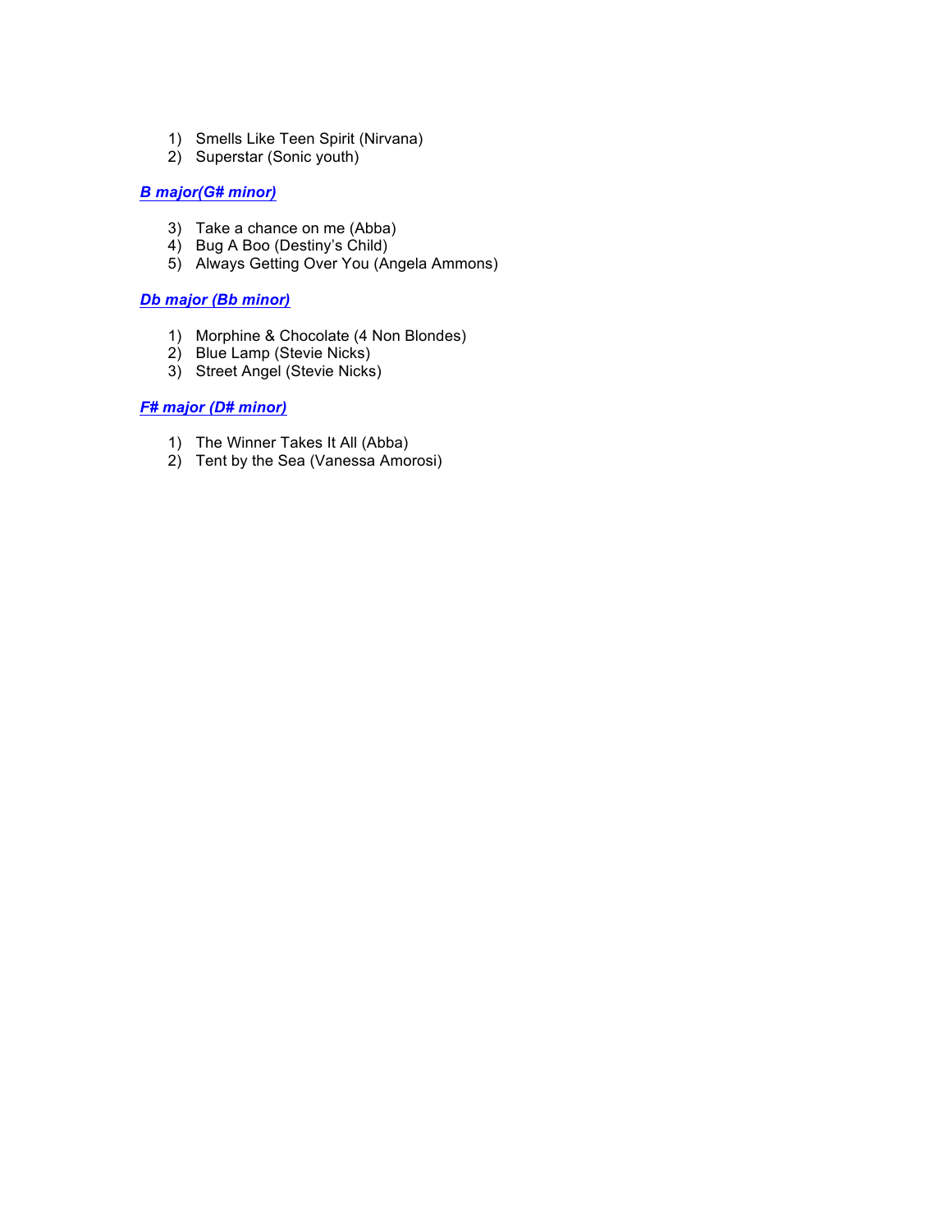1) Smells Like Teen Spirit (Nirvana)
2) Superstar (Sonic youth)

***B major(G# minor)***

3) Take a chance on me (Abba)
4) Bug A Boo (Destiny's Child)
5) Always Getting Over You (Angela Ammons)

***Db major (Bb minor)***

1) Morphine & Chocolate (4 Non Blondes)
2) Blue Lamp (Stevie Nicks)
3) Street Angel (Stevie Nicks)

***F# major (D# minor)***

1) The Winner Takes It All (Abba)
2) Tent by the Sea (Vanessa Amorosi)